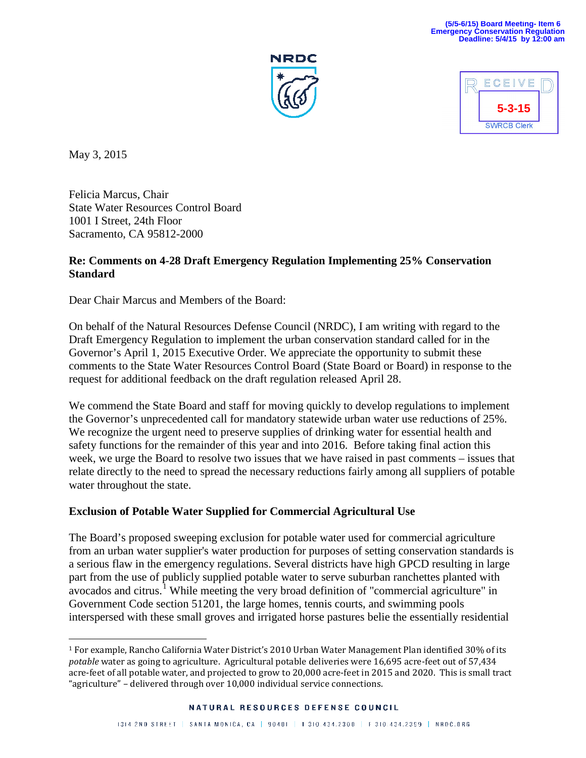(5/5-6/15) Board Meeting- Item 6
Emergency Conservation Regulation
Deadline: 5/4/15 by 12:00 am

NRDC

RECEIVED
5-3-15
SWRCB Clerk

May 3, 2015

Felicia Marcus, Chair
State Water Resources Control Board
1001 I Street, 24th Floor
Sacramento, CA 95812-2000

**Re: Comments on 4-28 Draft Emergency Regulation Implementing 25% Conservation Standard**

Dear Chair Marcus and Members of the Board:

On behalf of the Natural Resources Defense Council (NRDC), I am writing with regard to the Draft Emergency Regulation to implement the urban conservation standard called for in the Governor's April 1, 2015 Executive Order. We appreciate the opportunity to submit these comments to the State Water Resources Control Board (State Board or Board) in response to the request for additional feedback on the draft regulation released April 28.

We commend the State Board and staff for moving quickly to develop regulations to implement the Governor's unprecedented call for mandatory statewide urban water use reductions of 25%. We recognize the urgent need to preserve supplies of drinking water for essential health and safety functions for the remainder of this year and into 2016. Before taking final action this week, we urge the Board to resolve two issues that we have raised in past comments – issues that relate directly to the need to spread the necessary reductions fairly among all suppliers of potable water throughout the state.

**Exclusion of Potable Water Supplied for Commercial Agricultural Use**

The Board's proposed sweeping exclusion for potable water used for commercial agriculture from an urban water supplier's water production for purposes of setting conservation standards is a serious flaw in the emergency regulations. Several districts have high GPCD resulting in large part from the use of publicly supplied potable water to serve suburban ranchettes planted with avocados and citrus.[1] While meeting the very broad definition of "commercial agriculture" in Government Code section 51201, the large homes, tennis courts, and swimming pools interspersed with these small groves and irrigated horse pastures belie the essentially residential

[1] For example, Rancho California Water District's 2010 Urban Water Management Plan identified 30% of its *potable* water as going to agriculture. Agricultural potable deliveries were 16,695 acre-feet out of 57,434 acre-feet of all potable water, and projected to grow to 20,000 acre-feet in 2015 and 2020. This is small tract "agriculture" – delivered through over 10,000 individual service connections.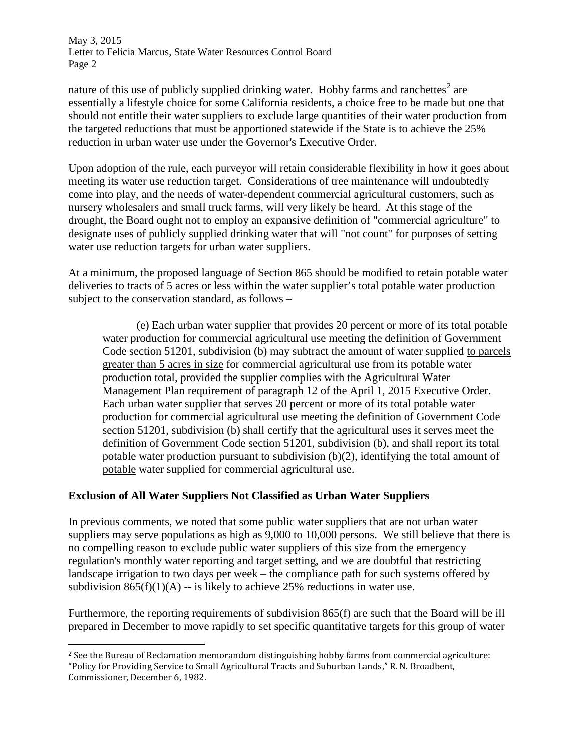nature of this use of publicly supplied drinking water. Hobby farms and ranchettes[2] are essentially a lifestyle choice for some California residents, a choice free to be made but one that should not entitle their water suppliers to exclude large quantities of their water production from the targeted reductions that must be apportioned statewide if the State is to achieve the 25% reduction in urban water use under the Governor's Executive Order.

Upon adoption of the rule, each purveyor will retain considerable flexibility in how it goes about meeting its water use reduction target. Considerations of tree maintenance will undoubtedly come into play, and the needs of water-dependent commercial agricultural customers, such as nursery wholesalers and small truck farms, will very likely be heard. At this stage of the drought, the Board ought not to employ an expansive definition of "commercial agriculture" to designate uses of publicly supplied drinking water that will "not count" for purposes of setting water use reduction targets for urban water suppliers.

At a minimum, the proposed language of Section 865 should be modified to retain potable water deliveries to tracts of 5 acres or less within the water supplier's total potable water production subject to the conservation standard, as follows –

> (e) Each urban water supplier that provides 20 percent or more of its total potable water production for commercial agricultural use meeting the definition of Government Code section 51201, subdivision (b) may subtract the amount of water supplied <u>to parcels greater than 5 acres in size</u> for commercial agricultural use from its potable water production total, provided the supplier complies with the Agricultural Water Management Plan requirement of paragraph 12 of the April 1, 2015 Executive Order. Each urban water supplier that serves 20 percent or more of its total potable water production for commercial agricultural use meeting the definition of Government Code section 51201, subdivision (b) shall certify that the agricultural uses it serves meet the definition of Government Code section 51201, subdivision (b), and shall report its total potable water production pursuant to subdivision (b)(2), identifying the total amount of <u>potable</u> water supplied for commercial agricultural use.

**Exclusion of All Water Suppliers Not Classified as Urban Water Suppliers**

In previous comments, we noted that some public water suppliers that are not urban water suppliers may serve populations as high as 9,000 to 10,000 persons. We still believe that there is no compelling reason to exclude public water suppliers of this size from the emergency regulation's monthly water reporting and target setting, and we are doubtful that restricting landscape irrigation to two days per week – the compliance path for such systems offered by subdivision 865(f)(1)(A) -- is likely to achieve 25% reductions in water use.

Furthermore, the reporting requirements of subdivision 865(f) are such that the Board will be ill prepared in December to move rapidly to set specific quantitative targets for this group of water

[2] See the Bureau of Reclamation memorandum distinguishing hobby farms from commercial agriculture: "Policy for Providing Service to Small Agricultural Tracts and Suburban Lands," R. N. Broadbent, Commissioner, December 6, 1982.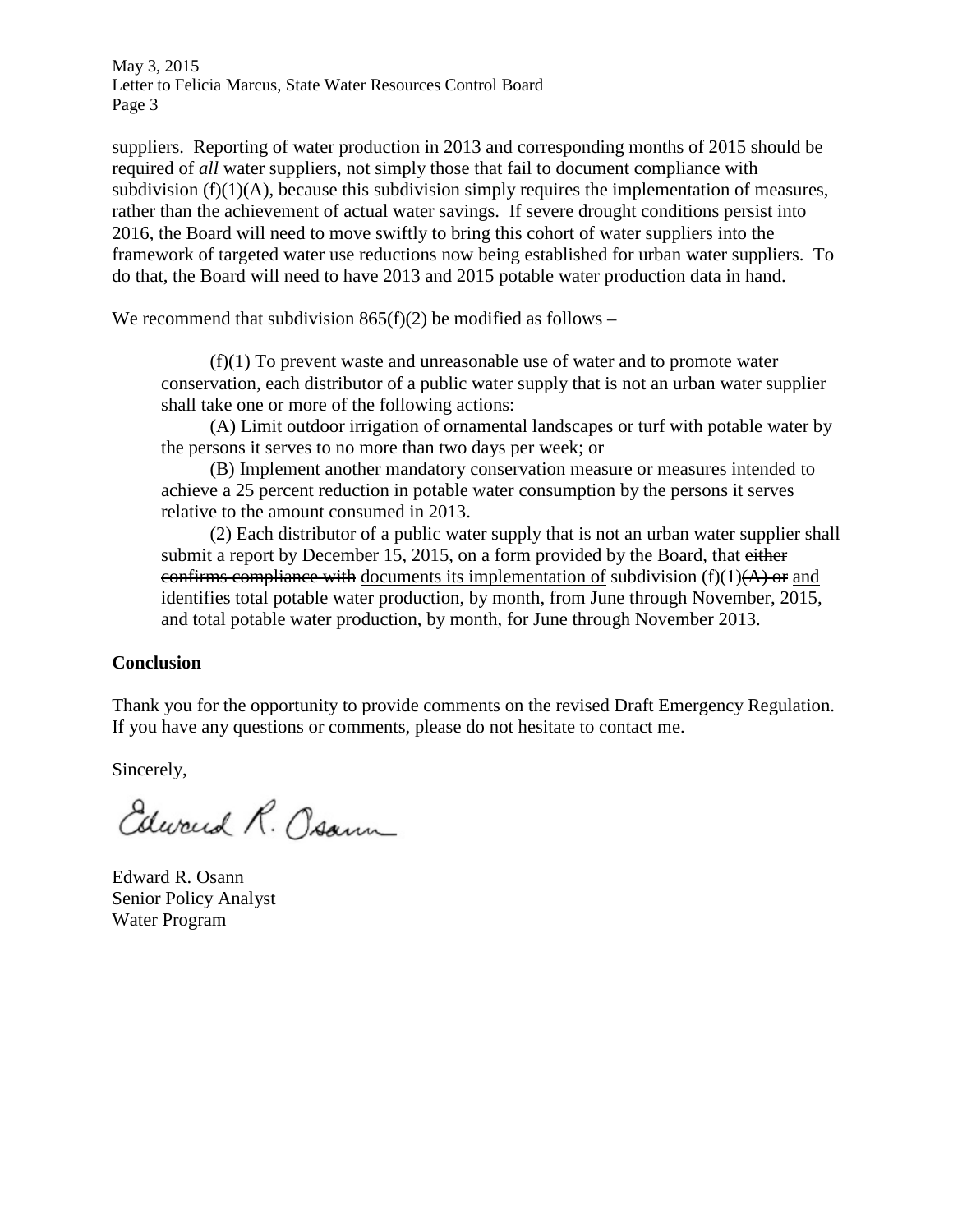suppliers. Reporting of water production in 2013 and corresponding months of 2015 should be required of *all* water suppliers, not simply those that fail to document compliance with subdivision (f)(1)(A), because this subdivision simply requires the implementation of measures, rather than the achievement of actual water savings. If severe drought conditions persist into 2016, the Board will need to move swiftly to bring this cohort of water suppliers into the framework of targeted water use reductions now being established for urban water suppliers. To do that, the Board will need to have 2013 and 2015 potable water production data in hand.

We recommend that subdivision 865(f)(2) be modified as follows –

> (f)(1) To prevent waste and unreasonable use of water and to promote water conservation, each distributor of a public water supply that is not an urban water supplier shall take one or more of the following actions:
>
> (A) Limit outdoor irrigation of ornamental landscapes or turf with potable water by the persons it serves to no more than two days per week; or
>
> (B) Implement another mandatory conservation measure or measures intended to achieve a 25 percent reduction in potable water consumption by the persons it serves relative to the amount consumed in 2013.
>
> (2) Each distributor of a public water supply that is not an urban water supplier shall submit a report by December 15, 2015, on a form provided by the Board, that ~~either confirms compliance with~~ <u>documents its implementation of</u> subdivision (f)(1)~~(A) or~~ <u>and</u> identifies total potable water production, by month, from June through November, 2015, and total potable water production, by month, for June through November 2013.

**Conclusion**

Thank you for the opportunity to provide comments on the revised Draft Emergency Regulation. If you have any questions or comments, please do not hesitate to contact me.

Sincerely,

Edward R. Osann

Edward R. Osann
Senior Policy Analyst
Water Program